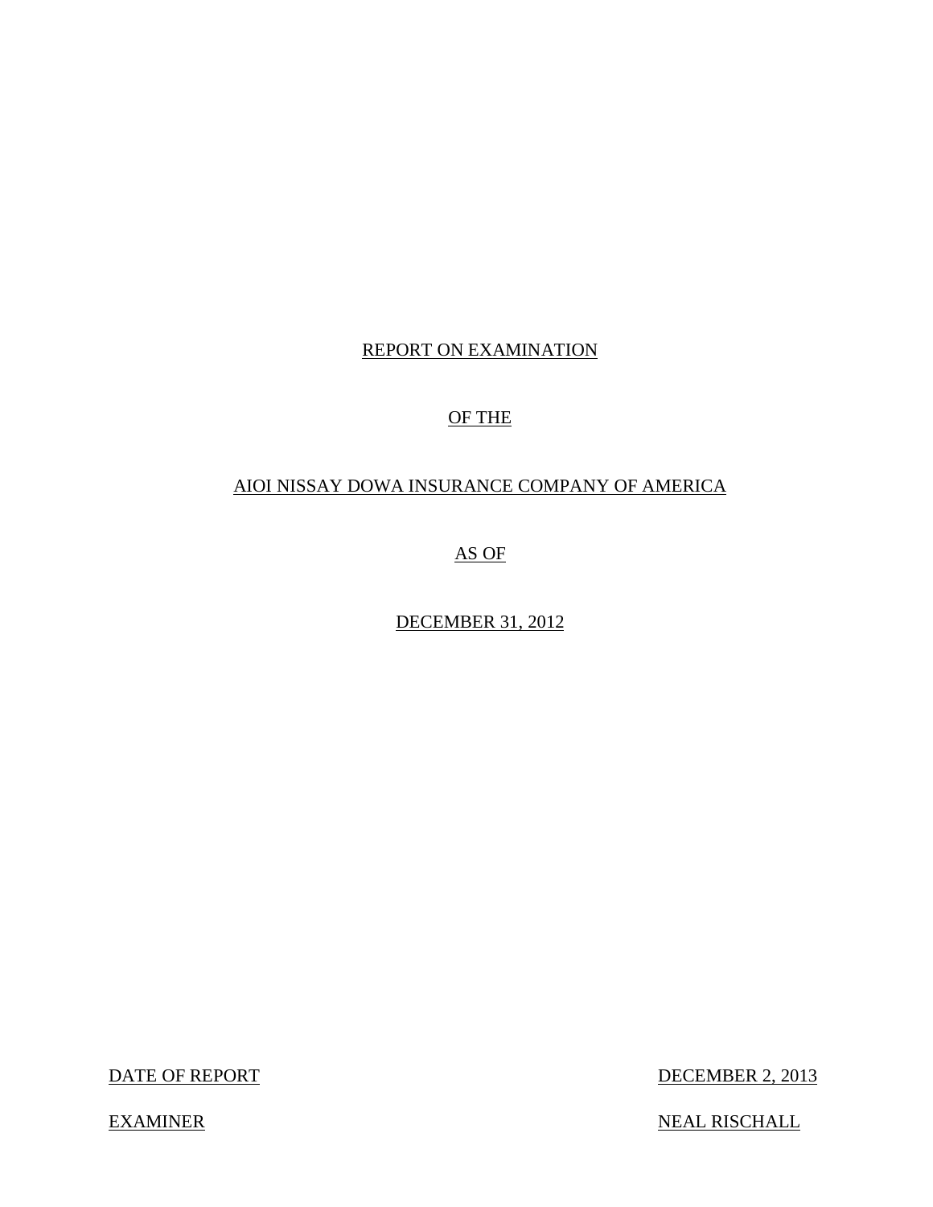# REPORT ON EXAMINATION

# OF THE

# AIOI NISSAY DOWA INSURANCE COMPANY OF AMERICA

# AS OF

# DECEMBER 31, 2012

| | |
|---|---|
| DATE OF REPORT | DECEMBER 2, 2013 |
| EXAMINER | NEAL RISCHALL |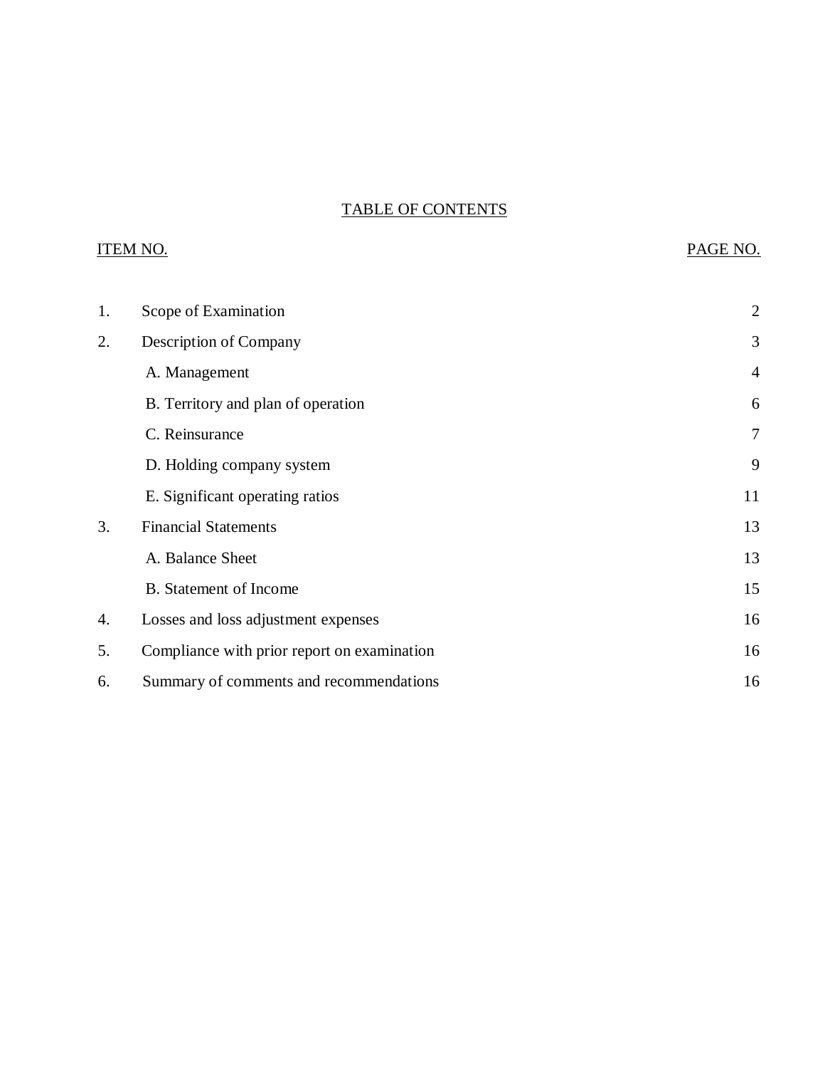# TABLE OF CONTENTS

| ITEM NO. | | PAGE NO. |
|---|---|---|
| 1. | Scope of Examination | 2 |
| 2. | Description of Company | 3 |
| | A. Management | 4 |
| | B. Territory and plan of operation | 6 |
| | C. Reinsurance | 7 |
| | D. Holding company system | 9 |
| | E. Significant operating ratios | 11 |
| 3. | Financial Statements | 13 |
| | A. Balance Sheet | 13 |
| | B. Statement of Income | 15 |
| 4. | Losses and loss adjustment expenses | 16 |
| 5. | Compliance with prior report on examination | 16 |
| 6. | Summary of comments and recommendations | 16 |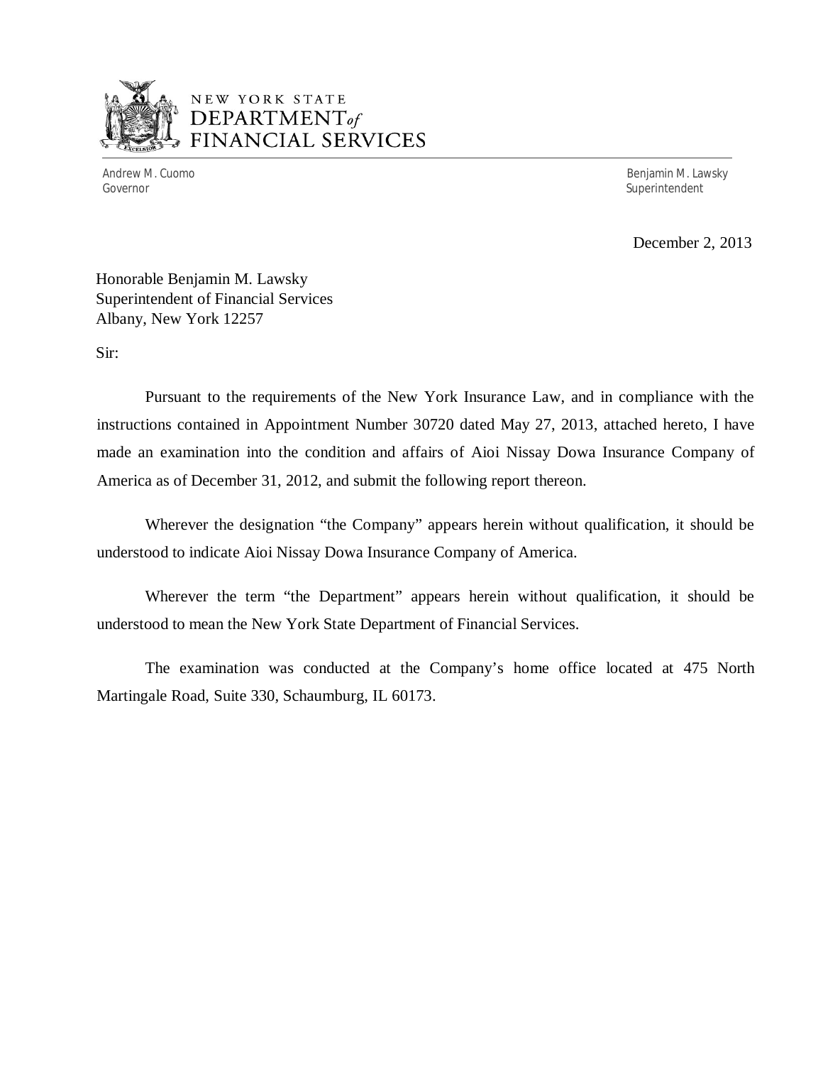NEW YORK STATE
DEPARTMENT *of*
FINANCIAL SERVICES

Andrew M. Cuomo
Governor

Benjamin M. Lawsky
Superintendent

December 2, 2013

Honorable Benjamin M. Lawsky
Superintendent of Financial Services
Albany, New York 12257

Sir:

Pursuant to the requirements of the New York Insurance Law, and in compliance with the instructions contained in Appointment Number 30720 dated May 27, 2013, attached hereto, I have made an examination into the condition and affairs of Aioi Nissay Dowa Insurance Company of America as of December 31, 2012, and submit the following report thereon.

Wherever the designation "the Company" appears herein without qualification, it should be understood to indicate Aioi Nissay Dowa Insurance Company of America.

Wherever the term "the Department" appears herein without qualification, it should be understood to mean the New York State Department of Financial Services.

The examination was conducted at the Company's home office located at 475 North Martingale Road, Suite 330, Schaumburg, IL 60173.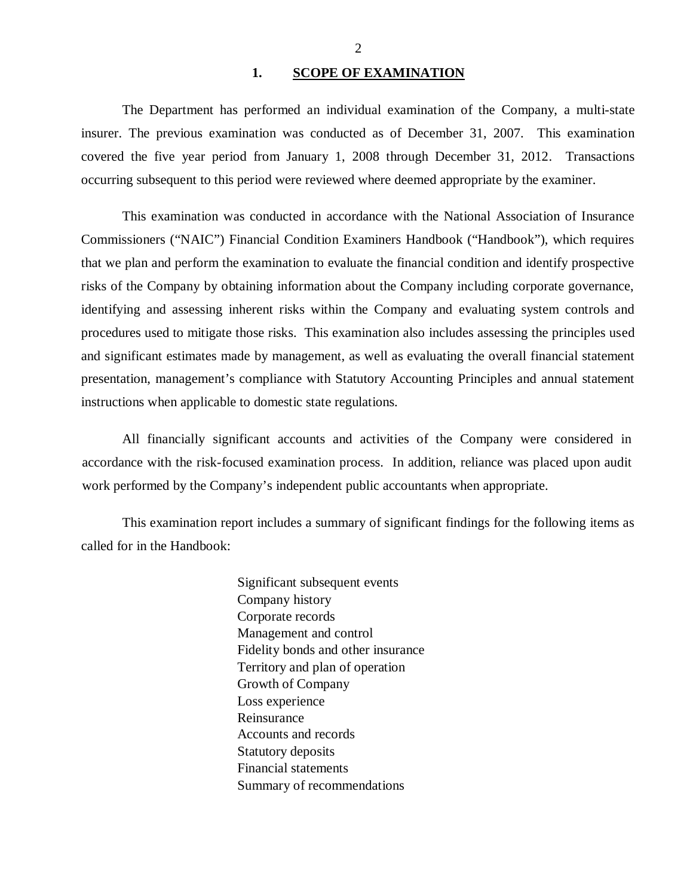## 1. SCOPE OF EXAMINATION

The Department has performed an individual examination of the Company, a multi-state insurer. The previous examination was conducted as of December 31, 2007. This examination covered the five year period from January 1, 2008 through December 31, 2012. Transactions occurring subsequent to this period were reviewed where deemed appropriate by the examiner.

This examination was conducted in accordance with the National Association of Insurance Commissioners ("NAIC") Financial Condition Examiners Handbook ("Handbook"), which requires that we plan and perform the examination to evaluate the financial condition and identify prospective risks of the Company by obtaining information about the Company including corporate governance, identifying and assessing inherent risks within the Company and evaluating system controls and procedures used to mitigate those risks. This examination also includes assessing the principles used and significant estimates made by management, as well as evaluating the overall financial statement presentation, management's compliance with Statutory Accounting Principles and annual statement instructions when applicable to domestic state regulations.

All financially significant accounts and activities of the Company were considered in accordance with the risk-focused examination process. In addition, reliance was placed upon audit work performed by the Company's independent public accountants when appropriate.

This examination report includes a summary of significant findings for the following items as called for in the Handbook:

Significant subsequent events
Company history
Corporate records
Management and control
Fidelity bonds and other insurance
Territory and plan of operation
Growth of Company
Loss experience
Reinsurance
Accounts and records
Statutory deposits
Financial statements
Summary of recommendations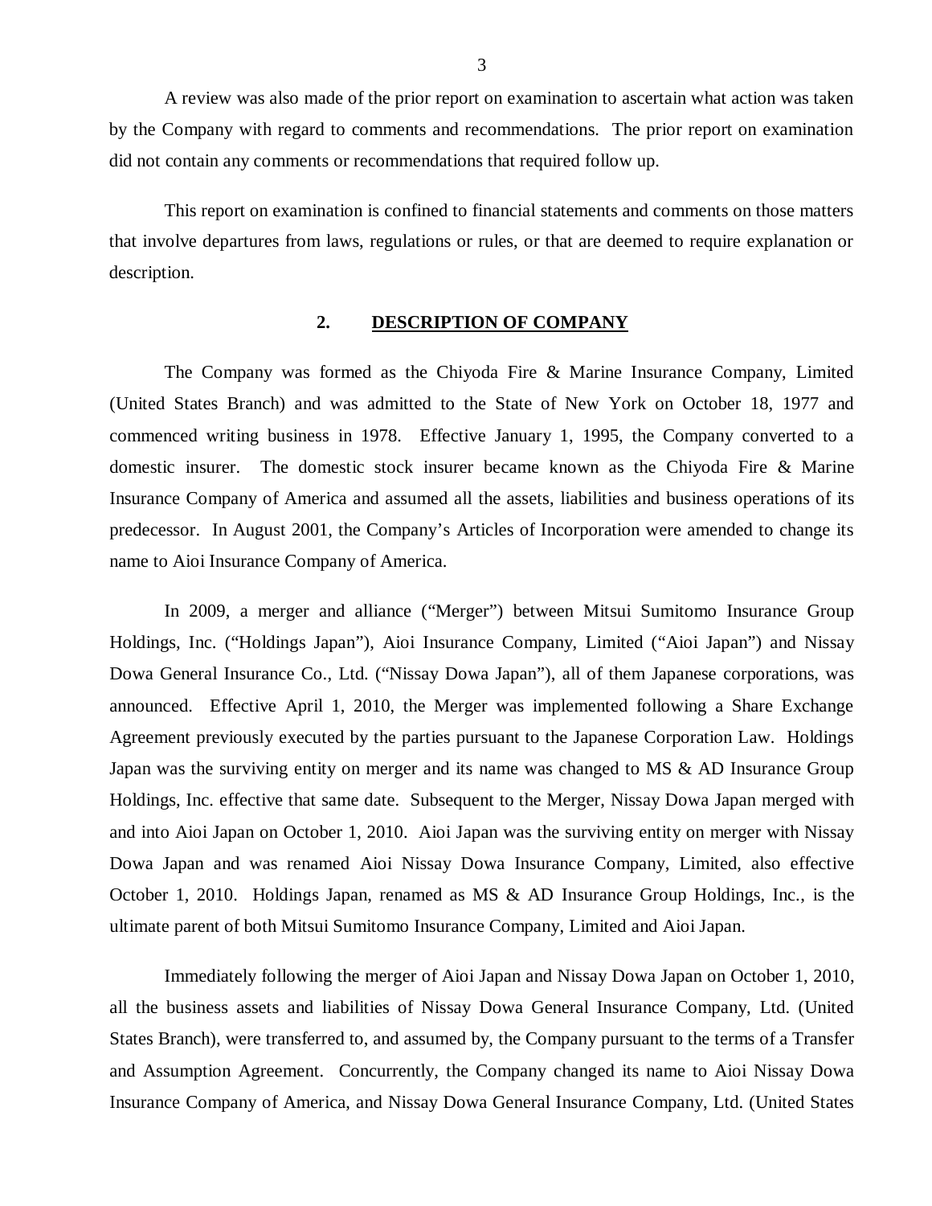A review was also made of the prior report on examination to ascertain what action was taken by the Company with regard to comments and recommendations. The prior report on examination did not contain any comments or recommendations that required follow up.

This report on examination is confined to financial statements and comments on those matters that involve departures from laws, regulations or rules, or that are deemed to require explanation or description.

## 2. DESCRIPTION OF COMPANY

The Company was formed as the Chiyoda Fire & Marine Insurance Company, Limited (United States Branch) and was admitted to the State of New York on October 18, 1977 and commenced writing business in 1978. Effective January 1, 1995, the Company converted to a domestic insurer. The domestic stock insurer became known as the Chiyoda Fire & Marine Insurance Company of America and assumed all the assets, liabilities and business operations of its predecessor. In August 2001, the Company's Articles of Incorporation were amended to change its name to Aioi Insurance Company of America.

In 2009, a merger and alliance ("Merger") between Mitsui Sumitomo Insurance Group Holdings, Inc. ("Holdings Japan"), Aioi Insurance Company, Limited ("Aioi Japan") and Nissay Dowa General Insurance Co., Ltd. ("Nissay Dowa Japan"), all of them Japanese corporations, was announced. Effective April 1, 2010, the Merger was implemented following a Share Exchange Agreement previously executed by the parties pursuant to the Japanese Corporation Law. Holdings Japan was the surviving entity on merger and its name was changed to MS & AD Insurance Group Holdings, Inc. effective that same date. Subsequent to the Merger, Nissay Dowa Japan merged with and into Aioi Japan on October 1, 2010. Aioi Japan was the surviving entity on merger with Nissay Dowa Japan and was renamed Aioi Nissay Dowa Insurance Company, Limited, also effective October 1, 2010. Holdings Japan, renamed as MS & AD Insurance Group Holdings, Inc., is the ultimate parent of both Mitsui Sumitomo Insurance Company, Limited and Aioi Japan.

Immediately following the merger of Aioi Japan and Nissay Dowa Japan on October 1, 2010, all the business assets and liabilities of Nissay Dowa General Insurance Company, Ltd. (United States Branch), were transferred to, and assumed by, the Company pursuant to the terms of a Transfer and Assumption Agreement. Concurrently, the Company changed its name to Aioi Nissay Dowa Insurance Company of America, and Nissay Dowa General Insurance Company, Ltd. (United States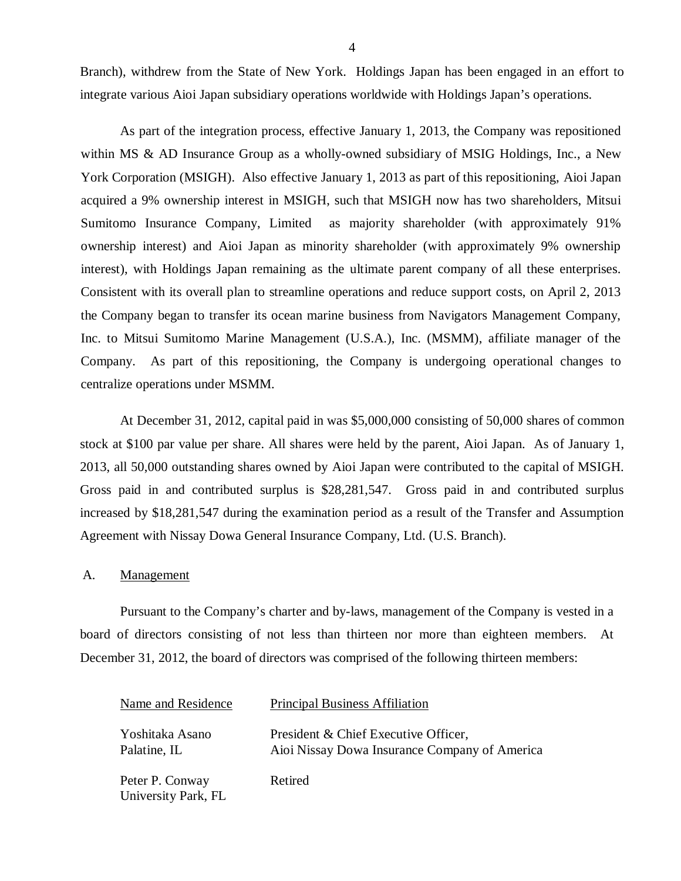Branch), withdrew from the State of New York. Holdings Japan has been engaged in an effort to integrate various Aioi Japan subsidiary operations worldwide with Holdings Japan's operations.

As part of the integration process, effective January 1, 2013, the Company was repositioned within MS & AD Insurance Group as a wholly-owned subsidiary of MSIG Holdings, Inc., a New York Corporation (MSIGH). Also effective January 1, 2013 as part of this repositioning, Aioi Japan acquired a 9% ownership interest in MSIGH, such that MSIGH now has two shareholders, Mitsui Sumitomo Insurance Company, Limited as majority shareholder (with approximately 91% ownership interest) and Aioi Japan as minority shareholder (with approximately 9% ownership interest), with Holdings Japan remaining as the ultimate parent company of all these enterprises. Consistent with its overall plan to streamline operations and reduce support costs, on April 2, 2013 the Company began to transfer its ocean marine business from Navigators Management Company, Inc. to Mitsui Sumitomo Marine Management (U.S.A.), Inc. (MSMM), affiliate manager of the Company. As part of this repositioning, the Company is undergoing operational changes to centralize operations under MSMM.

At December 31, 2012, capital paid in was $5,000,000 consisting of 50,000 shares of common stock at $100 par value per share. All shares were held by the parent, Aioi Japan. As of January 1, 2013, all 50,000 outstanding shares owned by Aioi Japan were contributed to the capital of MSIGH. Gross paid in and contributed surplus is $28,281,547. Gross paid in and contributed surplus increased by $18,281,547 during the examination period as a result of the Transfer and Assumption Agreement with Nissay Dowa General Insurance Company, Ltd. (U.S. Branch).

## A. Management

Pursuant to the Company's charter and by-laws, management of the Company is vested in a board of directors consisting of not less than thirteen nor more than eighteen members. At December 31, 2012, the board of directors was comprised of the following thirteen members:

| Name and Residence | Principal Business Affiliation |
|---|---|
| Yoshitaka Asano<br>Palatine, IL | President & Chief Executive Officer,<br>Aioi Nissay Dowa Insurance Company of America |
| Peter P. Conway<br>University Park, FL | Retired |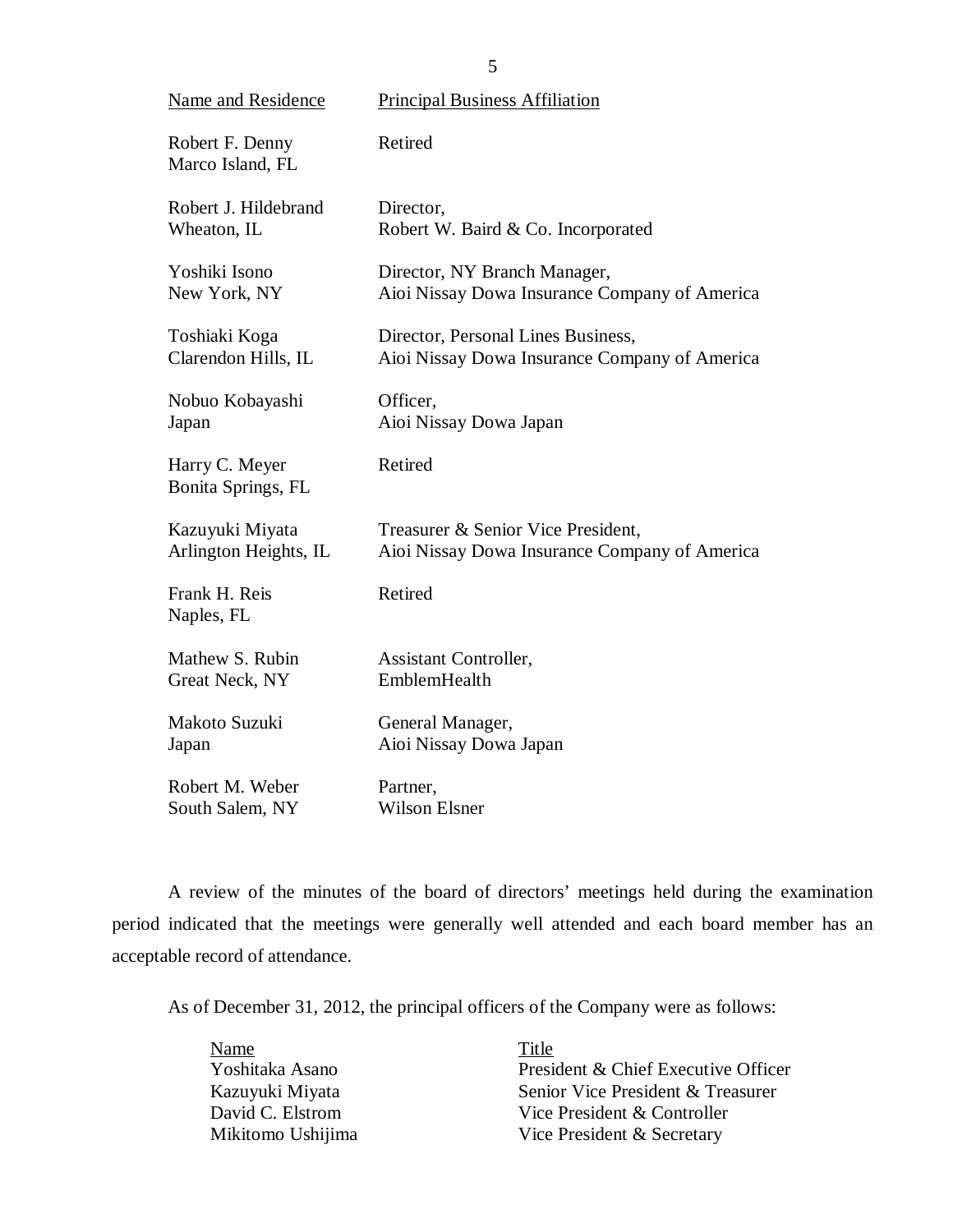| Name and Residence | Principal Business Affiliation |
|---|---|
| Robert F. Denny<br>Marco Island, FL | Retired |
| Robert J. Hildebrand<br>Wheaton, IL | Director,<br>Robert W. Baird & Co. Incorporated |
| Yoshiki Isono<br>New York, NY | Director, NY Branch Manager,<br>Aioi Nissay Dowa Insurance Company of America |
| Toshiaki Koga<br>Clarendon Hills, IL | Director, Personal Lines Business,<br>Aioi Nissay Dowa Insurance Company of America |
| Nobuo Kobayashi<br>Japan | Officer,<br>Aioi Nissay Dowa Japan |
| Harry C. Meyer<br>Bonita Springs, FL | Retired |
| Kazuyuki Miyata<br>Arlington Heights, IL | Treasurer & Senior Vice President,<br>Aioi Nissay Dowa Insurance Company of America |
| Frank H. Reis<br>Naples, FL | Retired |
| Mathew S. Rubin<br>Great Neck, NY | Assistant Controller,<br>EmblemHealth |
| Makoto Suzuki<br>Japan | General Manager,<br>Aioi Nissay Dowa Japan |
| Robert M. Weber<br>South Salem, NY | Partner,<br>Wilson Elsner |

A review of the minutes of the board of directors' meetings held during the examination period indicated that the meetings were generally well attended and each board member has an acceptable record of attendance.

As of December 31, 2012, the principal officers of the Company were as follows:

| Name | Title |
|---|---|
| Yoshitaka Asano | President & Chief Executive Officer |
| Kazuyuki Miyata | Senior Vice President & Treasurer |
| David C. Elstrom | Vice President & Controller |
| Mikitomo Ushijima | Vice President & Secretary |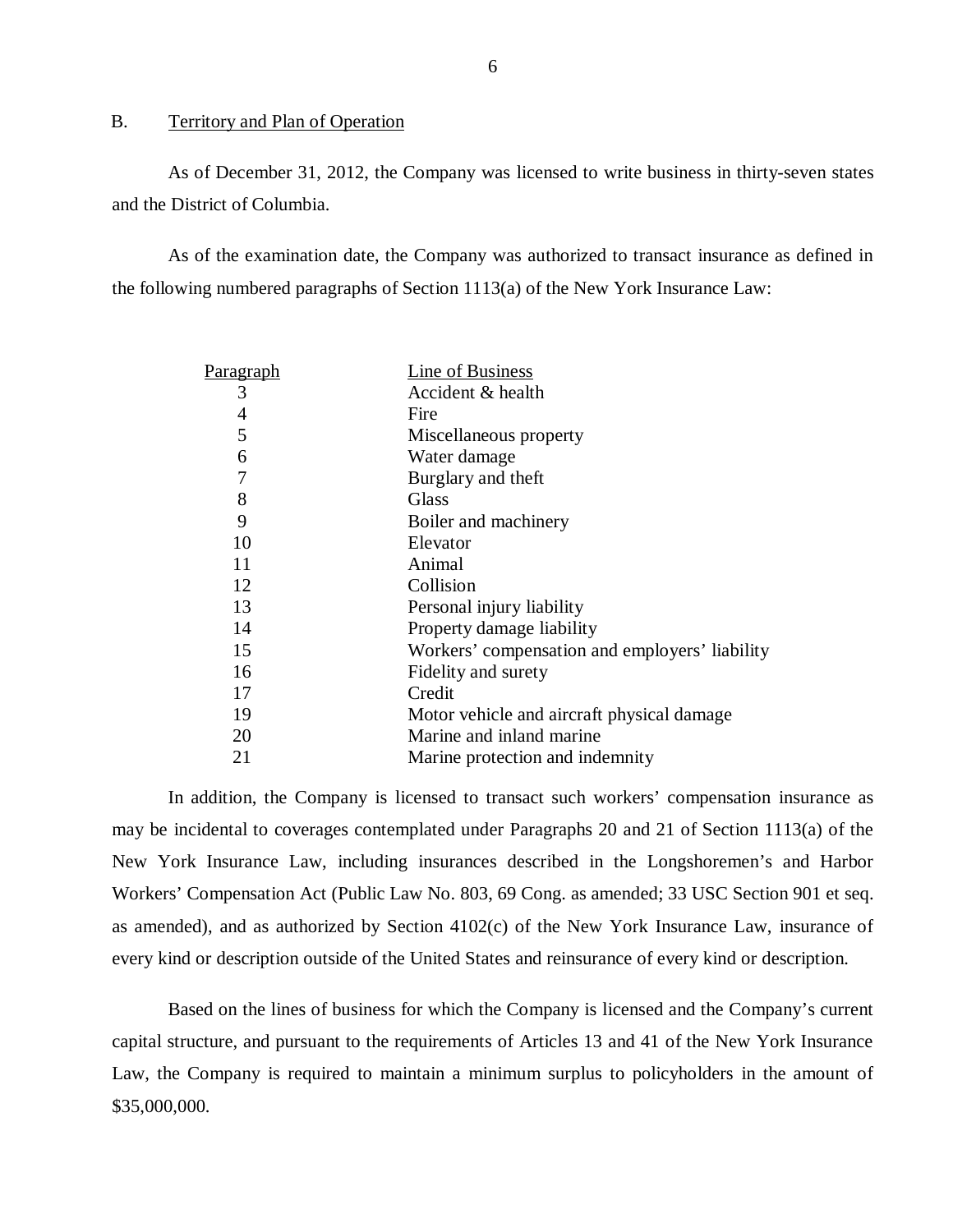## B. Territory and Plan of Operation

As of December 31, 2012, the Company was licensed to write business in thirty-seven states and the District of Columbia.

As of the examination date, the Company was authorized to transact insurance as defined in the following numbered paragraphs of Section 1113(a) of the New York Insurance Law:

| Paragraph | Line of Business |
|---|---|
| 3 | Accident & health |
| 4 | Fire |
| 5 | Miscellaneous property |
| 6 | Water damage |
| 7 | Burglary and theft |
| 8 | Glass |
| 9 | Boiler and machinery |
| 10 | Elevator |
| 11 | Animal |
| 12 | Collision |
| 13 | Personal injury liability |
| 14 | Property damage liability |
| 15 | Workers' compensation and employers' liability |
| 16 | Fidelity and surety |
| 17 | Credit |
| 19 | Motor vehicle and aircraft physical damage |
| 20 | Marine and inland marine |
| 21 | Marine protection and indemnity |

In addition, the Company is licensed to transact such workers' compensation insurance as may be incidental to coverages contemplated under Paragraphs 20 and 21 of Section 1113(a) of the New York Insurance Law, including insurances described in the Longshoremen's and Harbor Workers' Compensation Act (Public Law No. 803, 69 Cong. as amended; 33 USC Section 901 et seq. as amended), and as authorized by Section 4102(c) of the New York Insurance Law, insurance of every kind or description outside of the United States and reinsurance of every kind or description.

Based on the lines of business for which the Company is licensed and the Company's current capital structure, and pursuant to the requirements of Articles 13 and 41 of the New York Insurance Law, the Company is required to maintain a minimum surplus to policyholders in the amount of $35,000,000.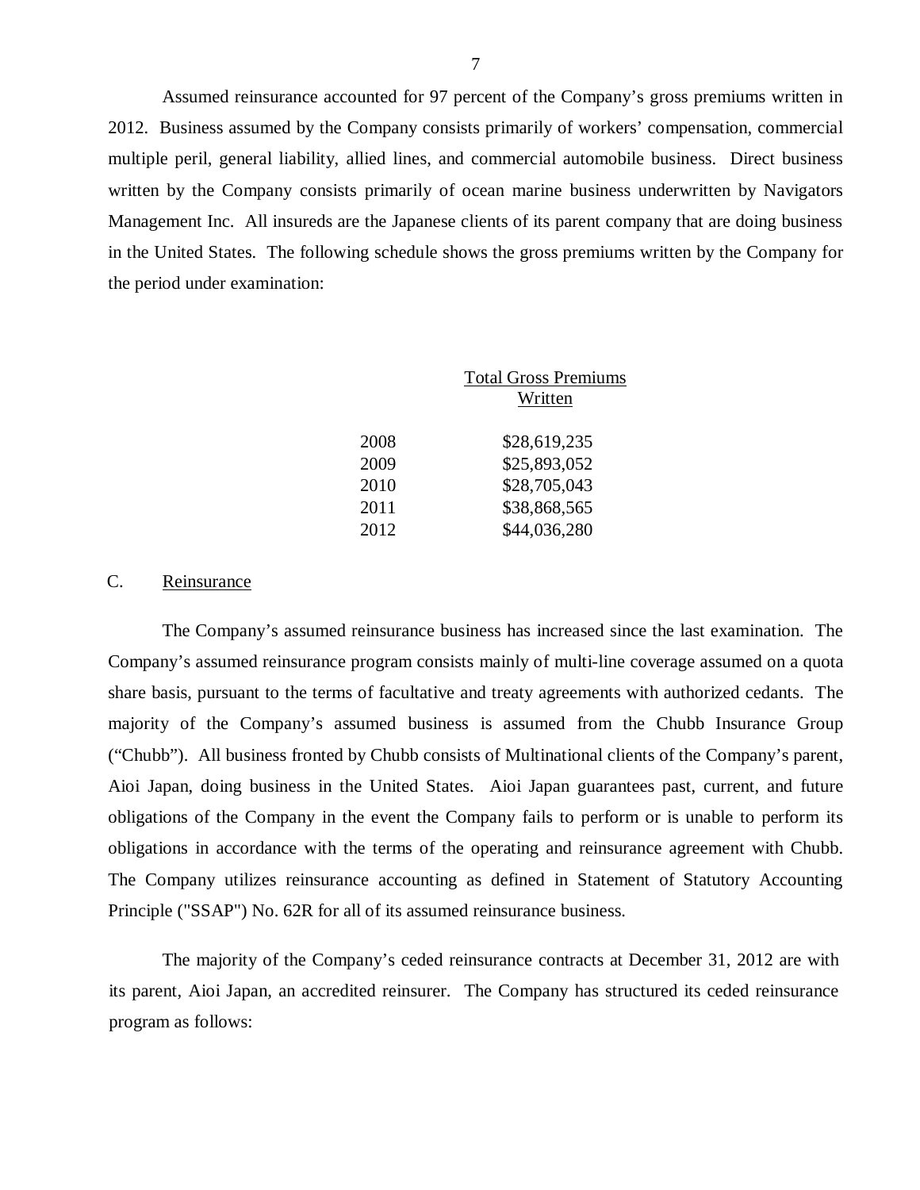Assumed reinsurance accounted for 97 percent of the Company's gross premiums written in 2012. Business assumed by the Company consists primarily of workers' compensation, commercial multiple peril, general liability, allied lines, and commercial automobile business. Direct business written by the Company consists primarily of ocean marine business underwritten by Navigators Management Inc. All insureds are the Japanese clients of its parent company that are doing business in the United States. The following schedule shows the gross premiums written by the Company for the period under examination:

| | Total Gross Premiums Written |
|---|---|
| 2008 | $28,619,235 |
| 2009 | $25,893,052 |
| 2010 | $28,705,043 |
| 2011 | $38,868,565 |
| 2012 | $44,036,280 |

## C. Reinsurance

The Company's assumed reinsurance business has increased since the last examination. The Company's assumed reinsurance program consists mainly of multi-line coverage assumed on a quota share basis, pursuant to the terms of facultative and treaty agreements with authorized cedants. The majority of the Company's assumed business is assumed from the Chubb Insurance Group ("Chubb"). All business fronted by Chubb consists of Multinational clients of the Company's parent, Aioi Japan, doing business in the United States. Aioi Japan guarantees past, current, and future obligations of the Company in the event the Company fails to perform or is unable to perform its obligations in accordance with the terms of the operating and reinsurance agreement with Chubb. The Company utilizes reinsurance accounting as defined in Statement of Statutory Accounting Principle ("SSAP") No. 62R for all of its assumed reinsurance business.

The majority of the Company's ceded reinsurance contracts at December 31, 2012 are with its parent, Aioi Japan, an accredited reinsurer. The Company has structured its ceded reinsurance program as follows: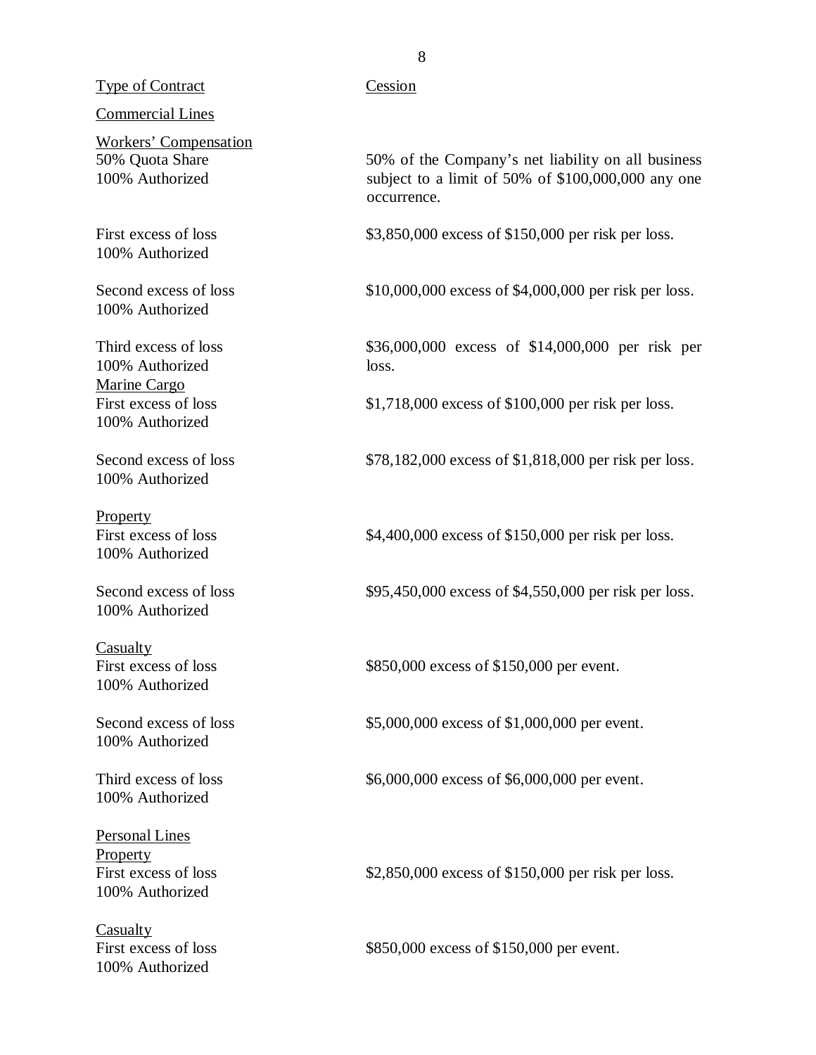| Type of Contract | Cession |
|---|---|
| Commercial Lines | |
| Workers' Compensation | |
| 50% Quota Share<br>100% Authorized | 50% of the Company's net liability on all business subject to a limit of 50% of $100,000,000 any one occurrence. |
| First excess of loss<br>100% Authorized | $3,850,000 excess of $150,000 per risk per loss. |
| Second excess of loss<br>100% Authorized | $10,000,000 excess of $4,000,000 per risk per loss. |
| Third excess of loss<br>100% Authorized | $36,000,000 excess of $14,000,000 per risk per loss. |
| Marine Cargo | |
| First excess of loss<br>100% Authorized | $1,718,000 excess of $100,000 per risk per loss. |
| Second excess of loss<br>100% Authorized | $78,182,000 excess of $1,818,000 per risk per loss. |
| Property | |
| First excess of loss<br>100% Authorized | $4,400,000 excess of $150,000 per risk per loss. |
| Second excess of loss<br>100% Authorized | $95,450,000 excess of $4,550,000 per risk per loss. |
| Casualty | |
| First excess of loss<br>100% Authorized | $850,000 excess of $150,000 per event. |
| Second excess of loss<br>100% Authorized | $5,000,000 excess of $1,000,000 per event. |
| Third excess of loss<br>100% Authorized | $6,000,000 excess of $6,000,000 per event. |
| Personal Lines | |
| Property | |
| First excess of loss<br>100% Authorized | $2,850,000 excess of $150,000 per risk per loss. |
| Casualty | |
| First excess of loss<br>100% Authorized | $850,000 excess of $150,000 per event. |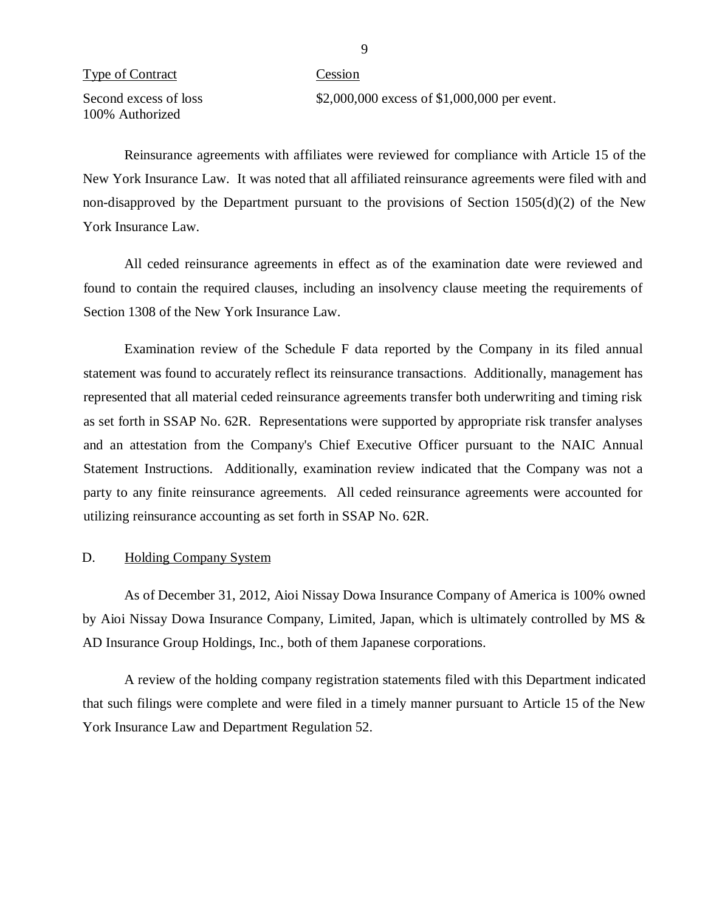| Type of Contract | Cession |
|---|---|
| Second excess of loss<br>100% Authorized | $2,000,000 excess of $1,000,000 per event. |

Reinsurance agreements with affiliates were reviewed for compliance with Article 15 of the New York Insurance Law. It was noted that all affiliated reinsurance agreements were filed with and non-disapproved by the Department pursuant to the provisions of Section 1505(d)(2) of the New York Insurance Law.

All ceded reinsurance agreements in effect as of the examination date were reviewed and found to contain the required clauses, including an insolvency clause meeting the requirements of Section 1308 of the New York Insurance Law.

Examination review of the Schedule F data reported by the Company in its filed annual statement was found to accurately reflect its reinsurance transactions. Additionally, management has represented that all material ceded reinsurance agreements transfer both underwriting and timing risk as set forth in SSAP No. 62R. Representations were supported by appropriate risk transfer analyses and an attestation from the Company's Chief Executive Officer pursuant to the NAIC Annual Statement Instructions. Additionally, examination review indicated that the Company was not a party to any finite reinsurance agreements. All ceded reinsurance agreements were accounted for utilizing reinsurance accounting as set forth in SSAP No. 62R.

## D. Holding Company System

As of December 31, 2012, Aioi Nissay Dowa Insurance Company of America is 100% owned by Aioi Nissay Dowa Insurance Company, Limited, Japan, which is ultimately controlled by MS & AD Insurance Group Holdings, Inc., both of them Japanese corporations.

A review of the holding company registration statements filed with this Department indicated that such filings were complete and were filed in a timely manner pursuant to Article 15 of the New York Insurance Law and Department Regulation 52.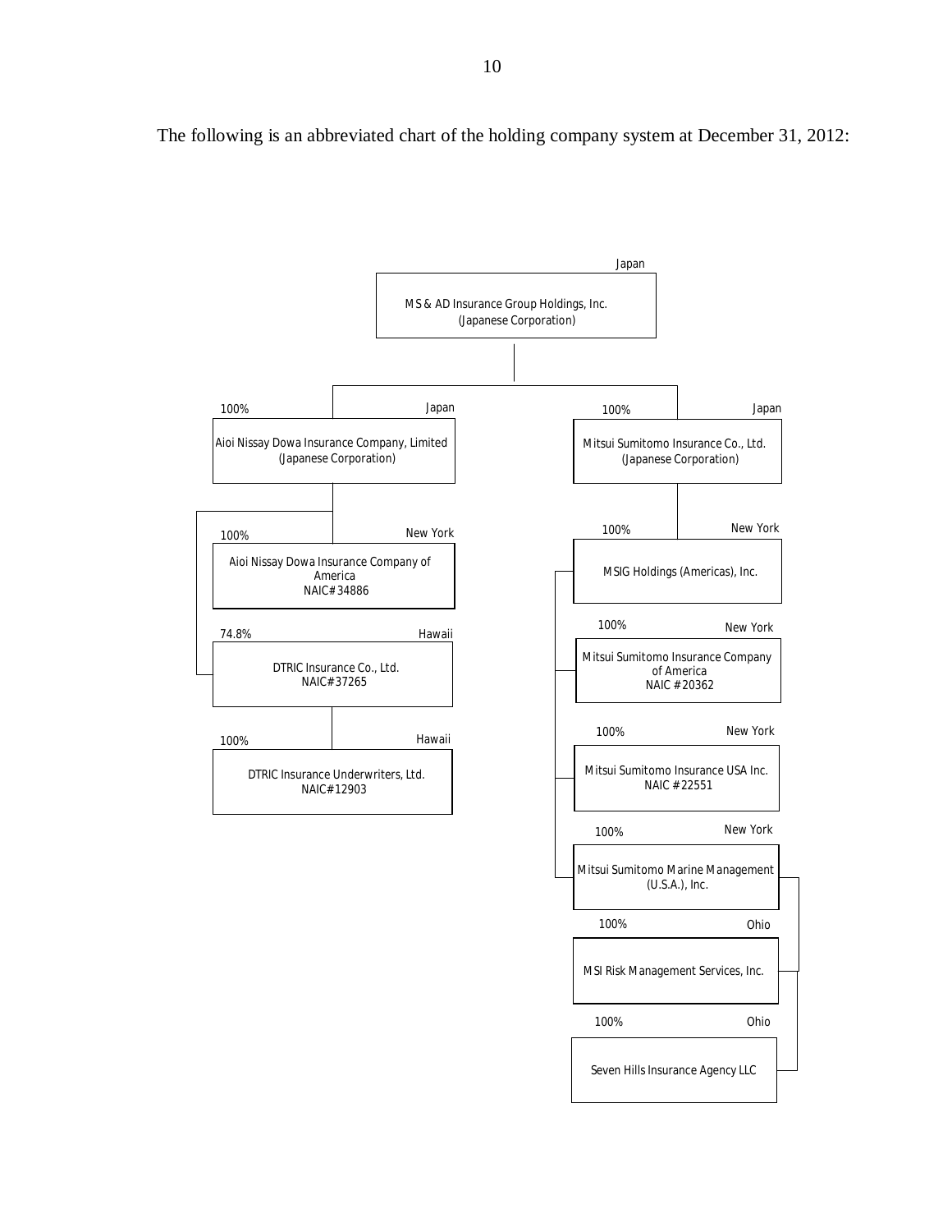The following is an abbreviated chart of the holding company system at December 31, 2012:

- **MS & AD Insurance Group Holdings, Inc.** (Japanese Corporation) — Japan
  - 100% — **Aioi Nissay Dowa Insurance Company, Limited** (Japanese Corporation) — Japan
    - 100% — **Aioi Nissay Dowa Insurance Company of America** NAIC#34886 — New York
    - 74.8% — **DTRIC Insurance Co., Ltd.** NAIC#37265 — Hawaii
      - 100% — **DTRIC Insurance Underwriters, Ltd.** NAIC#12903 — Hawaii
  - 100% — **Mitsui Sumitomo Insurance Co., Ltd.** (Japanese Corporation) — Japan
    - 100% — **MSIG Holdings (Americas), Inc.** — New York
      - 100% — **Mitsui Sumitomo Insurance Company of America** NAIC #20362 — New York
      - 100% — **Mitsui Sumitomo Insurance USA Inc.** NAIC #22551 — New York
      - 100% — **Mitsui Sumitomo Marine Management (U.S.A.), Inc.** — New York
        - 100% — **MSI Risk Management Services, Inc.** — Ohio
        - 100% — **Seven Hills Insurance Agency LLC** — Ohio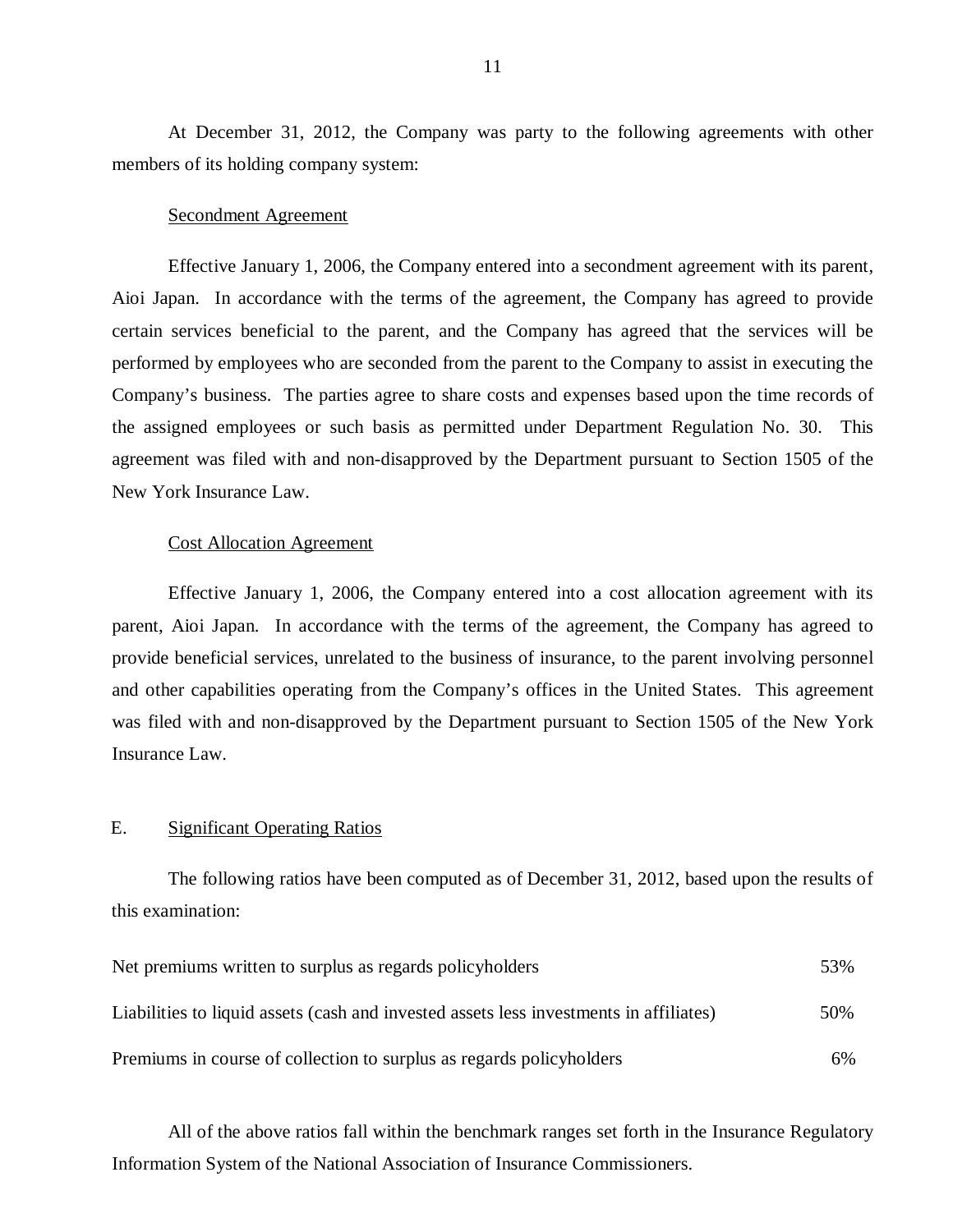At December 31, 2012, the Company was party to the following agreements with other members of its holding company system:

Secondment Agreement

Effective January 1, 2006, the Company entered into a secondment agreement with its parent, Aioi Japan. In accordance with the terms of the agreement, the Company has agreed to provide certain services beneficial to the parent, and the Company has agreed that the services will be performed by employees who are seconded from the parent to the Company to assist in executing the Company's business. The parties agree to share costs and expenses based upon the time records of the assigned employees or such basis as permitted under Department Regulation No. 30. This agreement was filed with and non-disapproved by the Department pursuant to Section 1505 of the New York Insurance Law.

Cost Allocation Agreement

Effective January 1, 2006, the Company entered into a cost allocation agreement with its parent, Aioi Japan. In accordance with the terms of the agreement, the Company has agreed to provide beneficial services, unrelated to the business of insurance, to the parent involving personnel and other capabilities operating from the Company's offices in the United States. This agreement was filed with and non-disapproved by the Department pursuant to Section 1505 of the New York Insurance Law.

## E. Significant Operating Ratios

The following ratios have been computed as of December 31, 2012, based upon the results of this examination:

| | |
|---|---|
| Net premiums written to surplus as regards policyholders | 53% |
| Liabilities to liquid assets (cash and invested assets less investments in affiliates) | 50% |
| Premiums in course of collection to surplus as regards policyholders | 6% |

All of the above ratios fall within the benchmark ranges set forth in the Insurance Regulatory Information System of the National Association of Insurance Commissioners.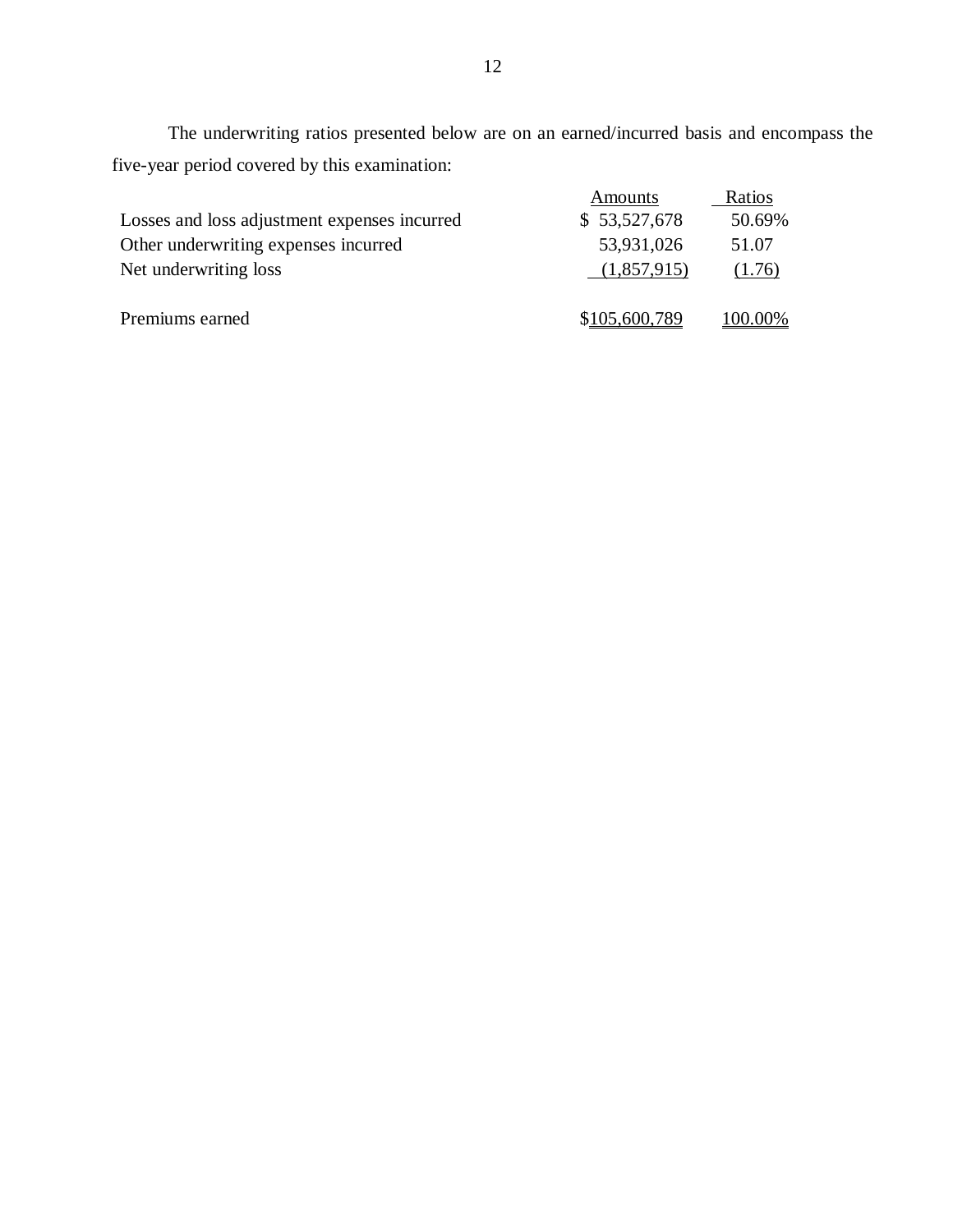The underwriting ratios presented below are on an earned/incurred basis and encompass the five-year period covered by this examination:

| | Amounts | Ratios |
|---|---|---|
| Losses and loss adjustment expenses incurred | $ 53,527,678 | 50.69% |
| Other underwriting expenses incurred | 53,931,026 | 51.07 |
| Net underwriting loss | (1,857,915) | (1.76) |
| | | |
| Premiums earned | $105,600,789 | 100.00% |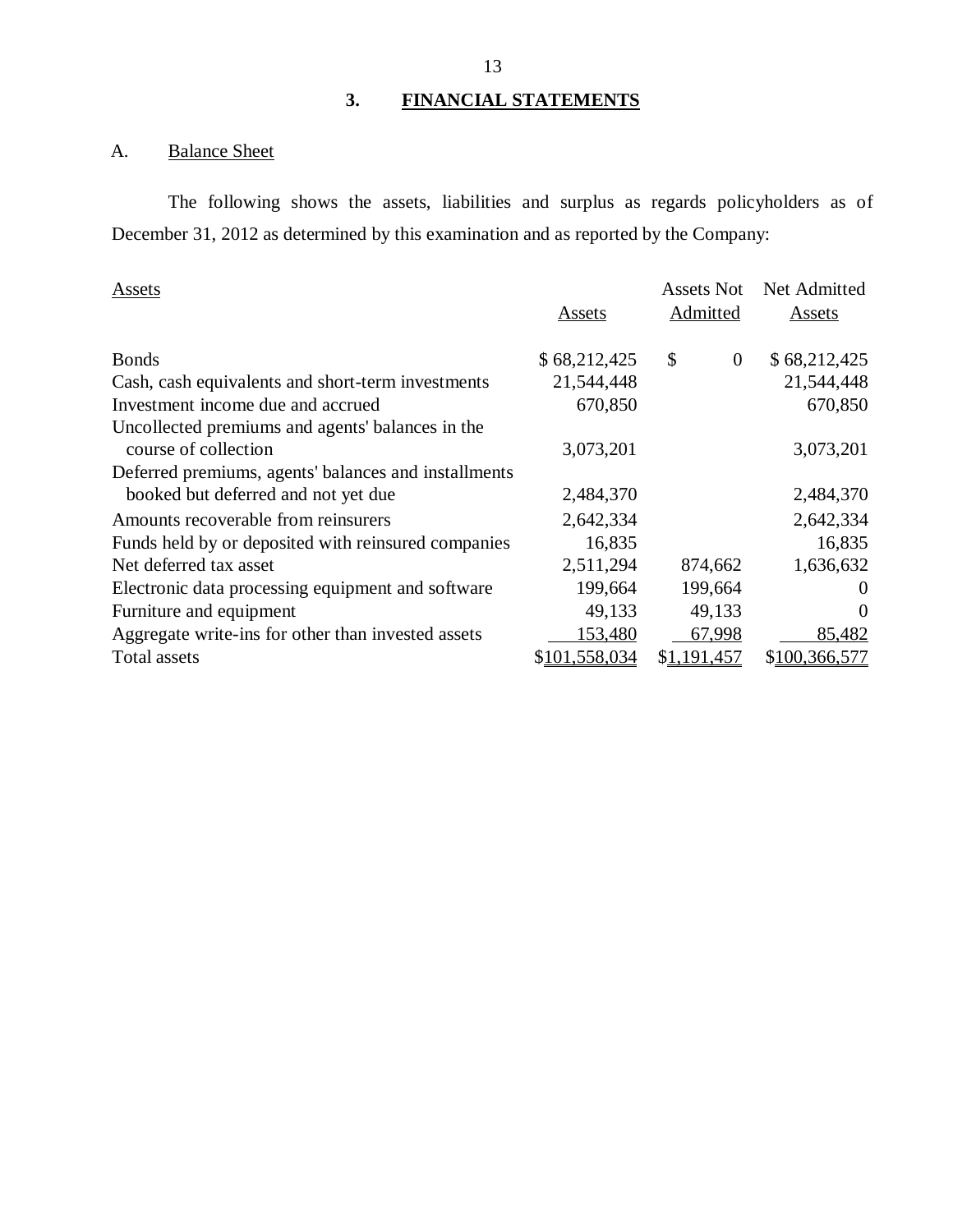## 3. FINANCIAL STATEMENTS

### A. Balance Sheet

The following shows the assets, liabilities and surplus as regards policyholders as of December 31, 2012 as determined by this examination and as reported by the Company:

| Assets | Assets | Assets Not Admitted | Net Admitted Assets |
|---|---|---|---|
| Bonds | $ 68,212,425 | $ 0 | $ 68,212,425 |
| Cash, cash equivalents and short-term investments | 21,544,448 | | 21,544,448 |
| Investment income due and accrued | 670,850 | | 670,850 |
| Uncollected premiums and agents' balances in the course of collection | 3,073,201 | | 3,073,201 |
| Deferred premiums, agents' balances and installments booked but deferred and not yet due | 2,484,370 | | 2,484,370 |
| Amounts recoverable from reinsurers | 2,642,334 | | 2,642,334 |
| Funds held by or deposited with reinsured companies | 16,835 | | 16,835 |
| Net deferred tax asset | 2,511,294 | 874,662 | 1,636,632 |
| Electronic data processing equipment and software | 199,664 | 199,664 | 0 |
| Furniture and equipment | 49,133 | 49,133 | 0 |
| Aggregate write-ins for other than invested assets | 153,480 | 67,998 | 85,482 |
| Total assets | $101,558,034 | $1,191,457 | $100,366,577 |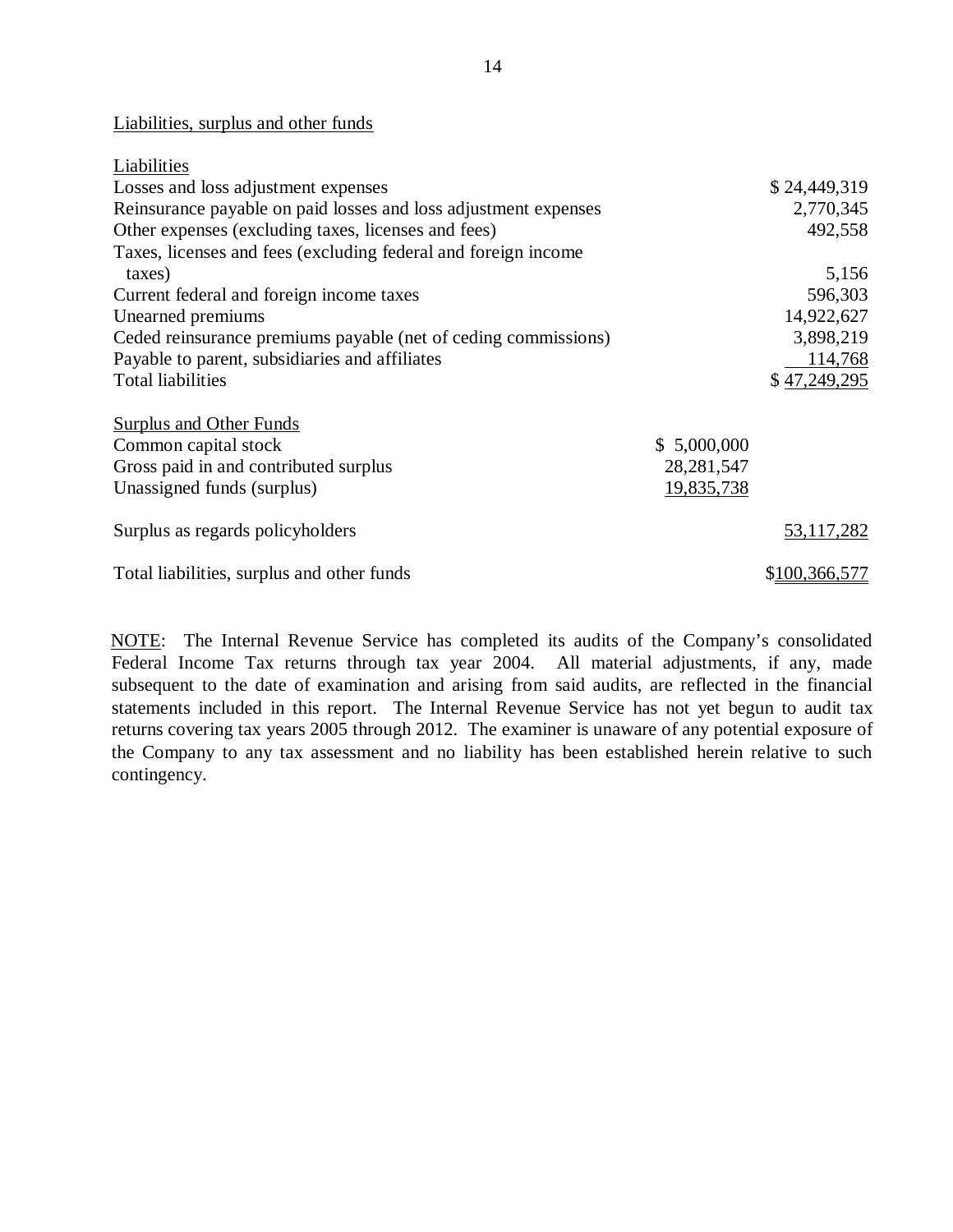Liabilities, surplus and other funds

| Liabilities | | |
|---|---|---|
| Losses and loss adjustment expenses | | $ 24,449,319 |
| Reinsurance payable on paid losses and loss adjustment expenses | | 2,770,345 |
| Other expenses (excluding taxes, licenses and fees) | | 492,558 |
| Taxes, licenses and fees (excluding federal and foreign income taxes) | | 5,156 |
| Current federal and foreign income taxes | | 596,303 |
| Unearned premiums | | 14,922,627 |
| Ceded reinsurance premiums payable (net of ceding commissions) | | 3,898,219 |
| Payable to parent, subsidiaries and affiliates | | 114,768 |
| Total liabilities | | $ 47,249,295 |
| | | |
| Surplus and Other Funds | | |
| Common capital stock | $ 5,000,000 | |
| Gross paid in and contributed surplus | 28,281,547 | |
| Unassigned funds (surplus) | 19,835,738 | |
| | | |
| Surplus as regards policyholders | | 53,117,282 |
| | | |
| Total liabilities, surplus and other funds | | $100,366,577 |

NOTE: The Internal Revenue Service has completed its audits of the Company's consolidated Federal Income Tax returns through tax year 2004. All material adjustments, if any, made subsequent to the date of examination and arising from said audits, are reflected in the financial statements included in this report. The Internal Revenue Service has not yet begun to audit tax returns covering tax years 2005 through 2012. The examiner is unaware of any potential exposure of the Company to any tax assessment and no liability has been established herein relative to such contingency.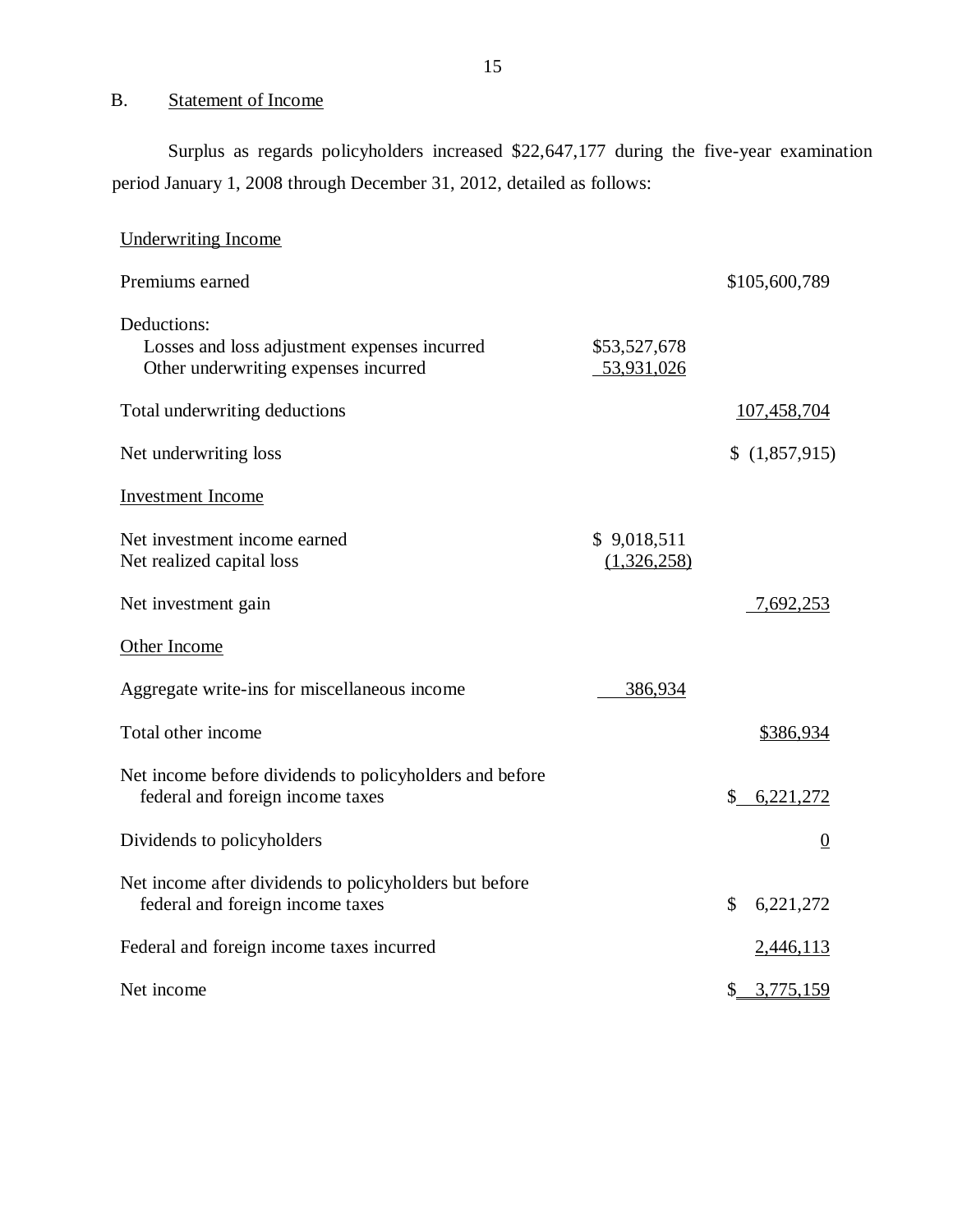## B. Statement of Income

Surplus as regards policyholders increased $22,647,177 during the five-year examination period January 1, 2008 through December 31, 2012, detailed as follows:

| | | |
|---|---|---|
| Underwriting Income | | |
| Premiums earned | | $105,600,789 |
| Deductions: | | |
| Losses and loss adjustment expenses incurred | $53,527,678 | |
| Other underwriting expenses incurred | 53,931,026 | |
| Total underwriting deductions | | 107,458,704 |
| Net underwriting loss | | $ (1,857,915) |
| Investment Income | | |
| Net investment income earned | $ 9,018,511 | |
| Net realized capital loss | (1,326,258) | |
| Net investment gain | | 7,692,253 |
| Other Income | | |
| Aggregate write-ins for miscellaneous income | 386,934 | |
| Total other income | | $386,934 |
| Net income before dividends to policyholders and before federal and foreign income taxes | | $ 6,221,272 |
| Dividends to policyholders | | 0 |
| Net income after dividends to policyholders but before federal and foreign income taxes | | $ 6,221,272 |
| Federal and foreign income taxes incurred | | 2,446,113 |
| Net income | | $ 3,775,159 |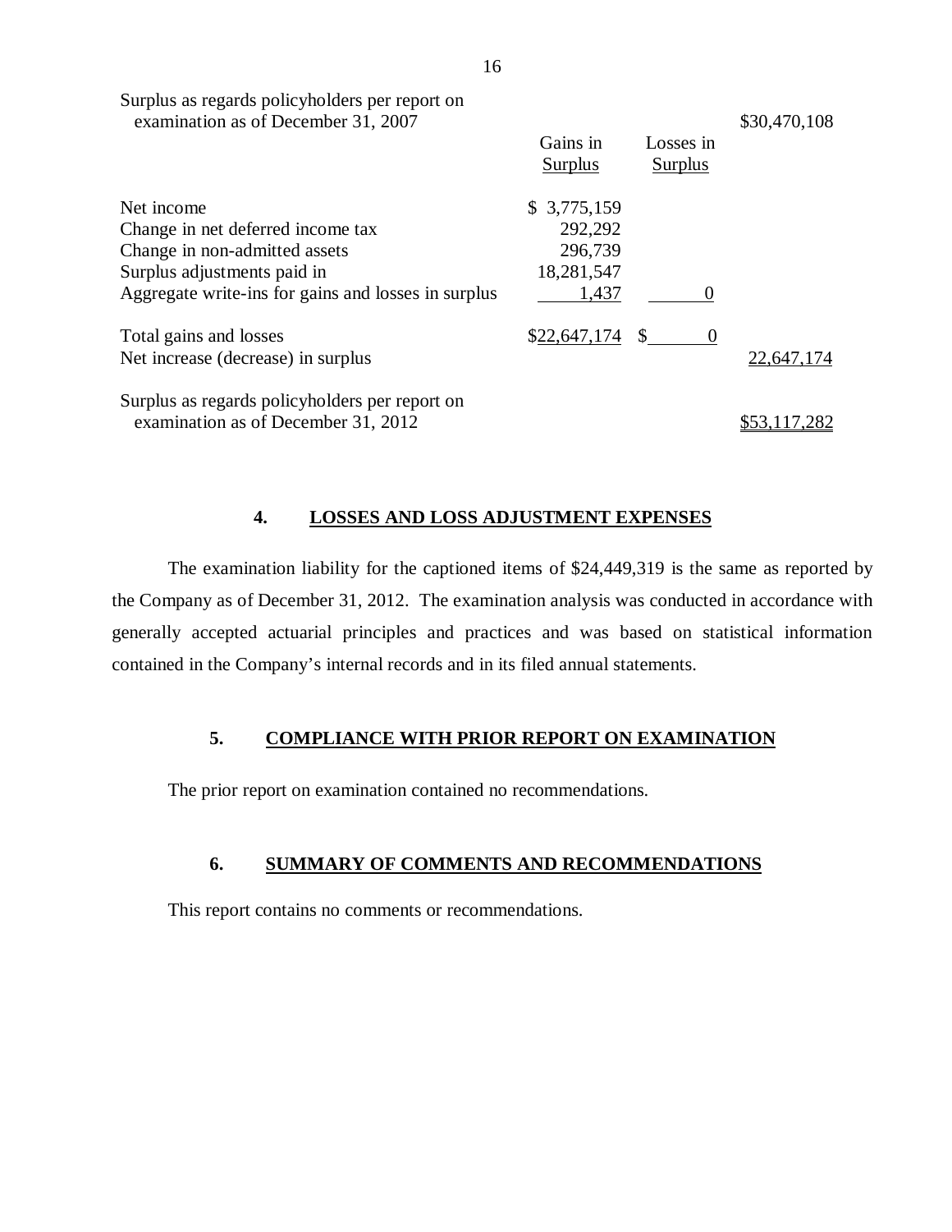| | Gains in Surplus | Losses in Surplus | |
|---|---|---|---|
| Surplus as regards policyholders per report on examination as of December 31, 2007 | | | $30,470,108 |
| Net income | $ 3,775,159 | | |
| Change in net deferred income tax | 292,292 | | |
| Change in non-admitted assets | 296,739 | | |
| Surplus adjustments paid in | 18,281,547 | | |
| Aggregate write-ins for gains and losses in surplus | 1,437 | 0 | |
| Total gains and losses | $22,647,174 | $ 0 | |
| Net increase (decrease) in surplus | | | 22,647,174 |
| Surplus as regards policyholders per report on examination as of December 31, 2012 | | | $53,117,282 |

## 4. LOSSES AND LOSS ADJUSTMENT EXPENSES

The examination liability for the captioned items of $24,449,319 is the same as reported by the Company as of December 31, 2012. The examination analysis was conducted in accordance with generally accepted actuarial principles and practices and was based on statistical information contained in the Company's internal records and in its filed annual statements.

## 5. COMPLIANCE WITH PRIOR REPORT ON EXAMINATION

The prior report on examination contained no recommendations.

## 6. SUMMARY OF COMMENTS AND RECOMMENDATIONS

This report contains no comments or recommendations.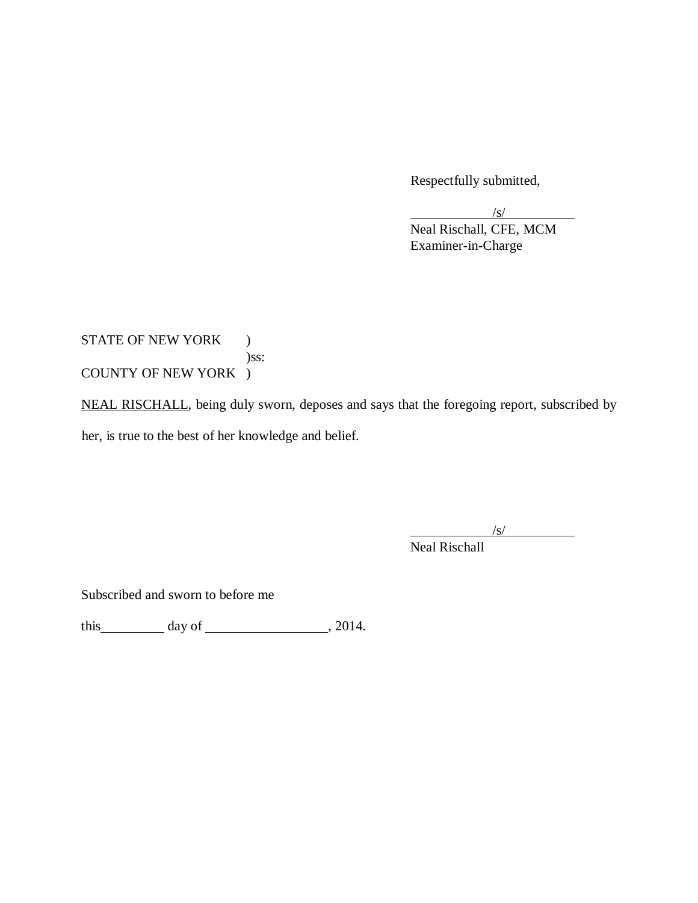Respectfully submitted,

/s/

Neal Rischall, CFE, MCM
Examiner-in-Charge

STATE OF NEW YORK )
)ss:
COUNTY OF NEW YORK )

NEAL RISCHALL, being duly sworn, deposes and says that the foregoing report, subscribed by her, is true to the best of her knowledge and belief.

/s/

Neal Rischall

Subscribed and sworn to before me

this\_\_\_\_\_\_\_\_\_\_ day of \_\_\_\_\_\_\_\_\_\_\_\_\_\_\_\_\_\_\_, 2014.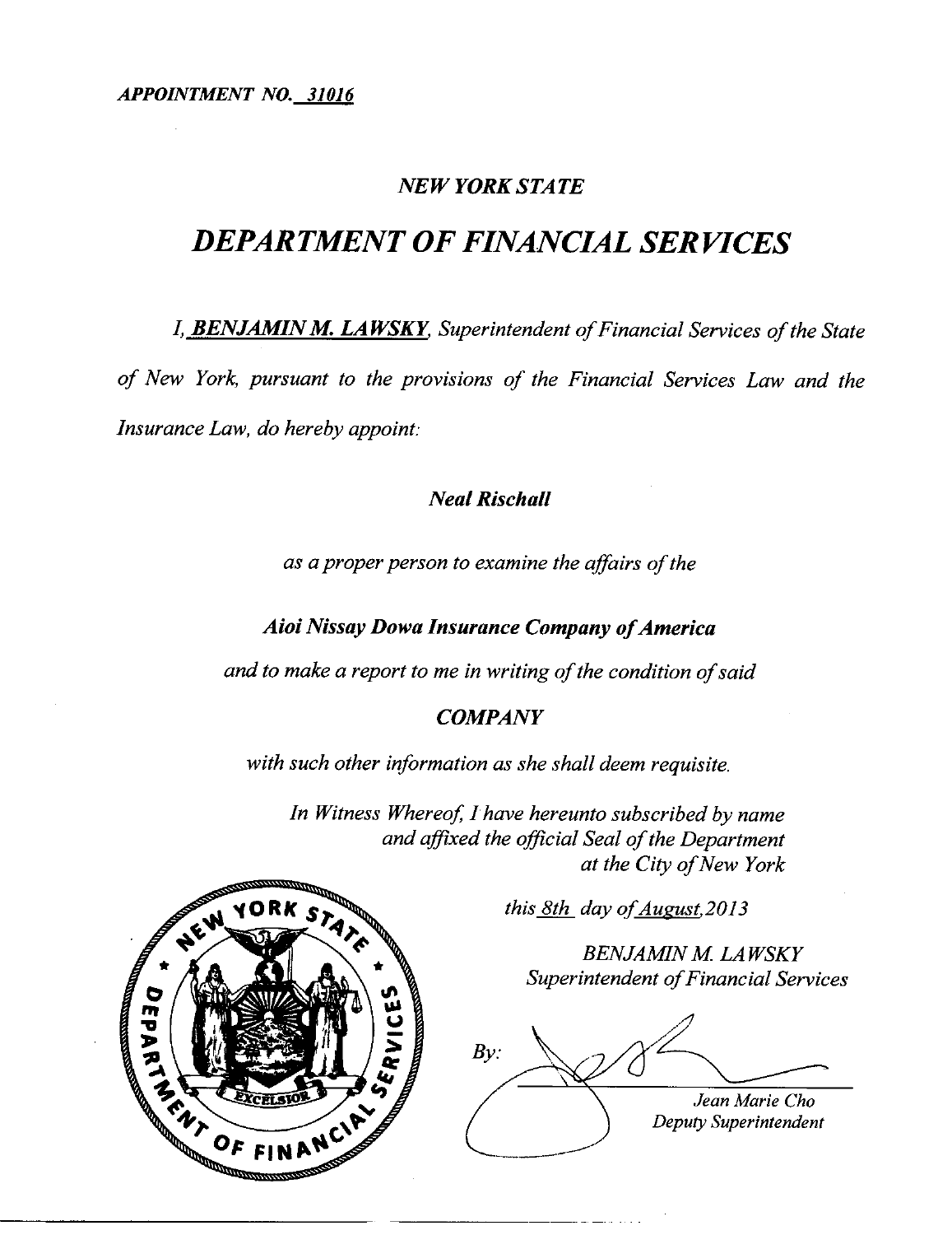*APPOINTMENT NO. 31016*

## *NEW YORK STATE*

# *DEPARTMENT OF FINANCIAL SERVICES*

*I, **BENJAMIN M. LAWSKY**, Superintendent of Financial Services of the State of New York, pursuant to the provisions of the Financial Services Law and the Insurance Law, do hereby appoint:*

***Neal Rischall***

*as a proper person to examine the affairs of the*

***Aioi Nissay Dowa Insurance Company of America***

*and to make a report to me in writing of the condition of said*

***COMPANY***

*with such other information as she shall deem requisite.*

*In Witness Whereof, I have hereunto subscribed by name and affixed the official Seal of the Department at the City of New York*

*this 8th day of August, 2013*

*BENJAMIN M. LAWSKY*
*Superintendent of Financial Services*

*By:*

*Jean Marie Cho*
*Deputy Superintendent*